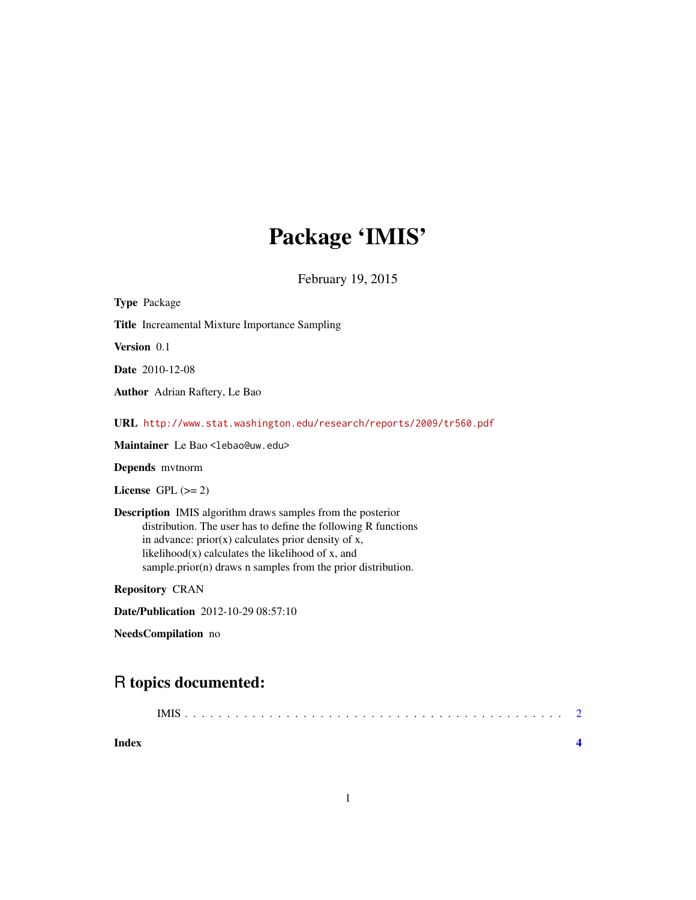# Package 'IMIS'

February 19, 2015

**Type** Package

**Title** Increamental Mixture Importance Sampling

**Version** 0.1

**Date** 2010-12-08

**Author** Adrian Raftery, Le Bao

**URL** http://www.stat.washington.edu/research/reports/2009/tr560.pdf

**Maintainer** Le Bao <lebao@uw.edu>

**Depends** mvtnorm

**License** GPL (>= 2)

**Description** IMIS algorithm draws samples from the posterior distribution. The user has to define the following R functions in advance: prior(x) calculates prior density of x, likelihood(x) calculates the likelihood of x, and sample.prior(n) draws n samples from the prior distribution.

**Repository** CRAN

**Date/Publication** 2012-10-29 08:57:10

**NeedsCompilation** no

## R topics documented:

IMIS . . . . . . . . . . . . . . . . . . . . . . . . . . . . . . . . . . . . . . . . . . 2

**Index** **4**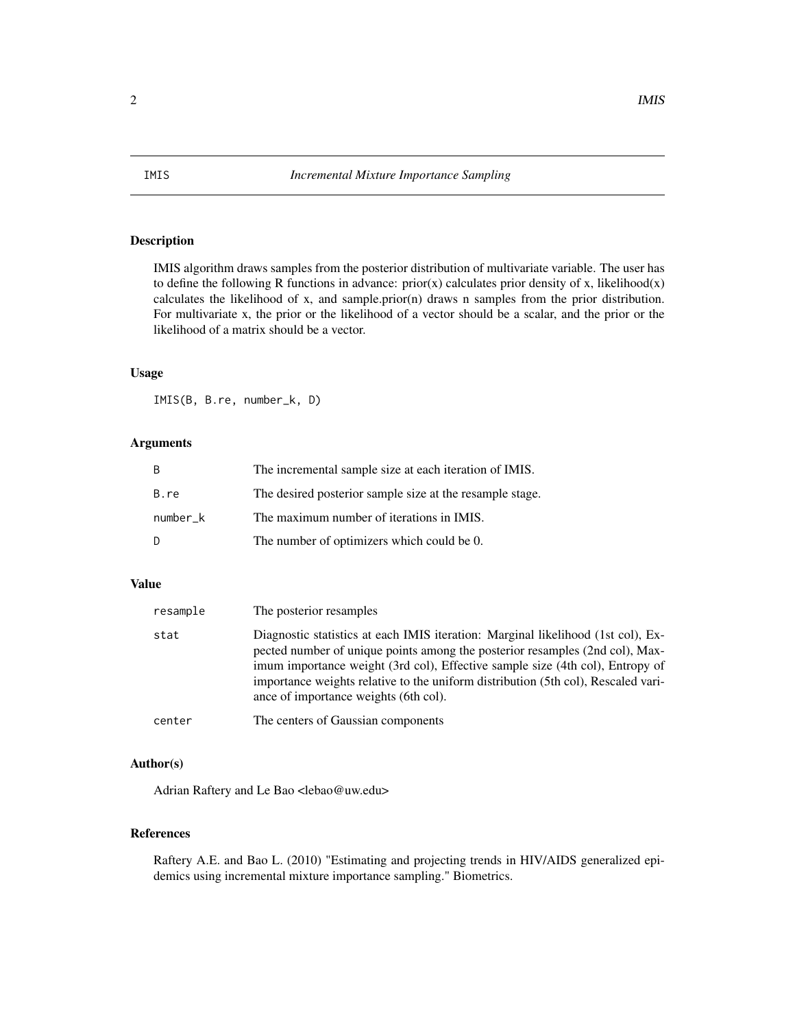# IMIS — *Incremental Mixture Importance Sampling*

## Description

IMIS algorithm draws samples from the posterior distribution of multivariate variable. The user has to define the following R functions in advance: prior(x) calculates prior density of x, likelihood(x) calculates the likelihood of x, and sample.prior(n) draws n samples from the prior distribution. For multivariate x, the prior or the likelihood of a vector should be a scalar, and the prior or the likelihood of a matrix should be a vector.

## Usage

```
IMIS(B, B.re, number_k, D)
```

## Arguments

| | |
|---|---|
| `B` | The incremental sample size at each iteration of IMIS. |
| `B.re` | The desired posterior sample size at the resample stage. |
| `number_k` | The maximum number of iterations in IMIS. |
| `D` | The number of optimizers which could be 0. |

## Value

| | |
|---|---|
| `resample` | The posterior resamples |
| `stat` | Diagnostic statistics at each IMIS iteration: Marginal likelihood (1st col), Expected number of unique points among the posterior resamples (2nd col), Maximum importance weight (3rd col), Effective sample size (4th col), Entropy of importance weights relative to the uniform distribution (5th col), Rescaled variance of importance weights (6th col). |
| `center` | The centers of Gaussian components |

## Author(s)

Adrian Raftery and Le Bao <lebao@uw.edu>

## References

Raftery A.E. and Bao L. (2010) "Estimating and projecting trends in HIV/AIDS generalized epidemics using incremental mixture importance sampling." Biometrics.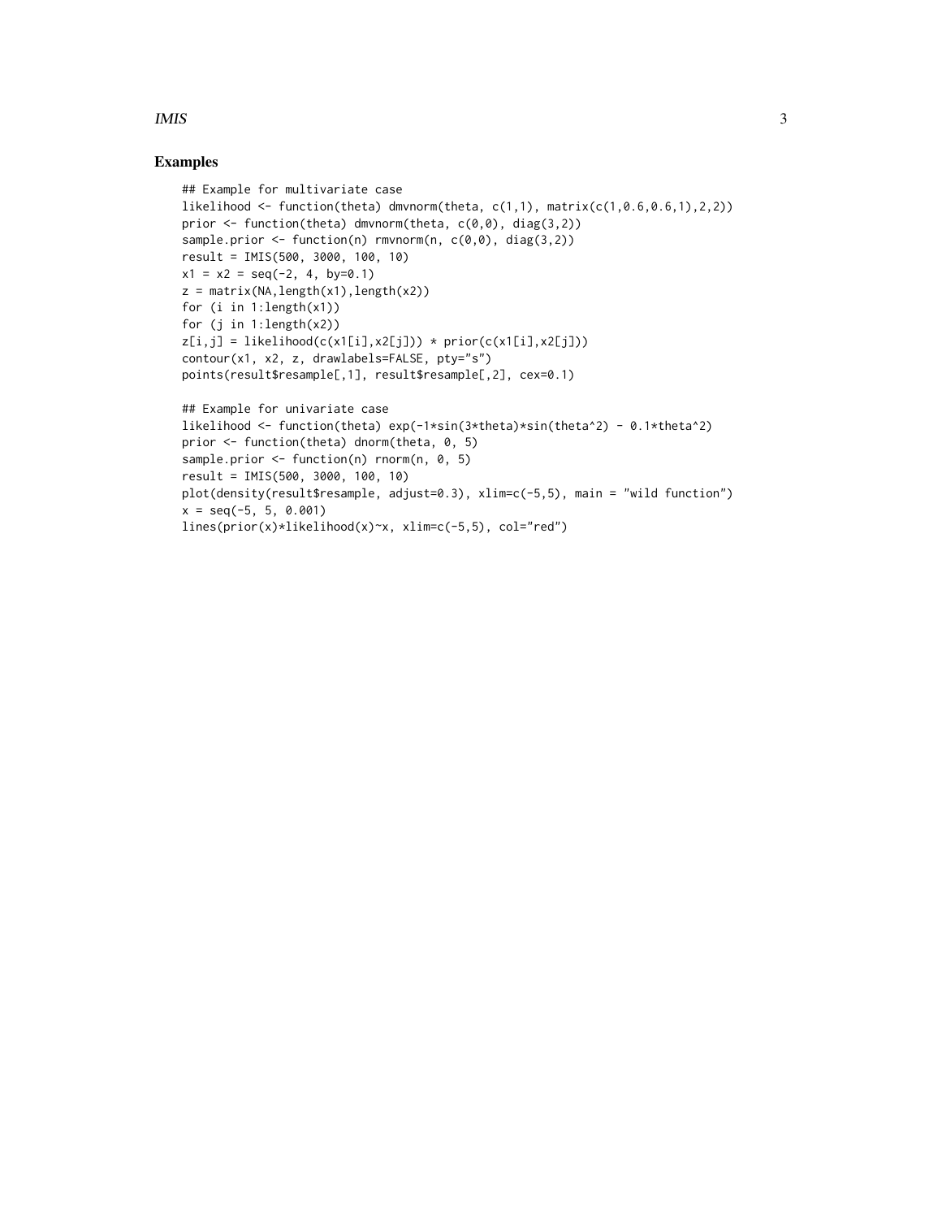## Examples

```
## Example for multivariate case
likelihood <- function(theta) dmvnorm(theta, c(1,1), matrix(c(1,0.6,0.6,1),2,2))
prior <- function(theta) dmvnorm(theta, c(0,0), diag(3,2))
sample.prior <- function(n) rmvnorm(n, c(0,0), diag(3,2))
result = IMIS(500, 3000, 100, 10)
x1 = x2 = seq(-2, 4, by=0.1)
z = matrix(NA,length(x1),length(x2))
for (i in 1:length(x1))
for (j in 1:length(x2))
z[i,j] = likelihood(c(x1[i],x2[j])) * prior(c(x1[i],x2[j]))
contour(x1, x2, z, drawlabels=FALSE, pty="s")
points(result$resample[,1], result$resample[,2], cex=0.1)

## Example for univariate case
likelihood <- function(theta) exp(-1*sin(3*theta)*sin(theta^2) - 0.1*theta^2)
prior <- function(theta) dnorm(theta, 0, 5)
sample.prior <- function(n) rnorm(n, 0, 5)
result = IMIS(500, 3000, 100, 10)
plot(density(result$resample, adjust=0.3), xlim=c(-5,5), main = "wild function")
x = seq(-5, 5, 0.001)
lines(prior(x)*likelihood(x)~x, xlim=c(-5,5), col="red")
```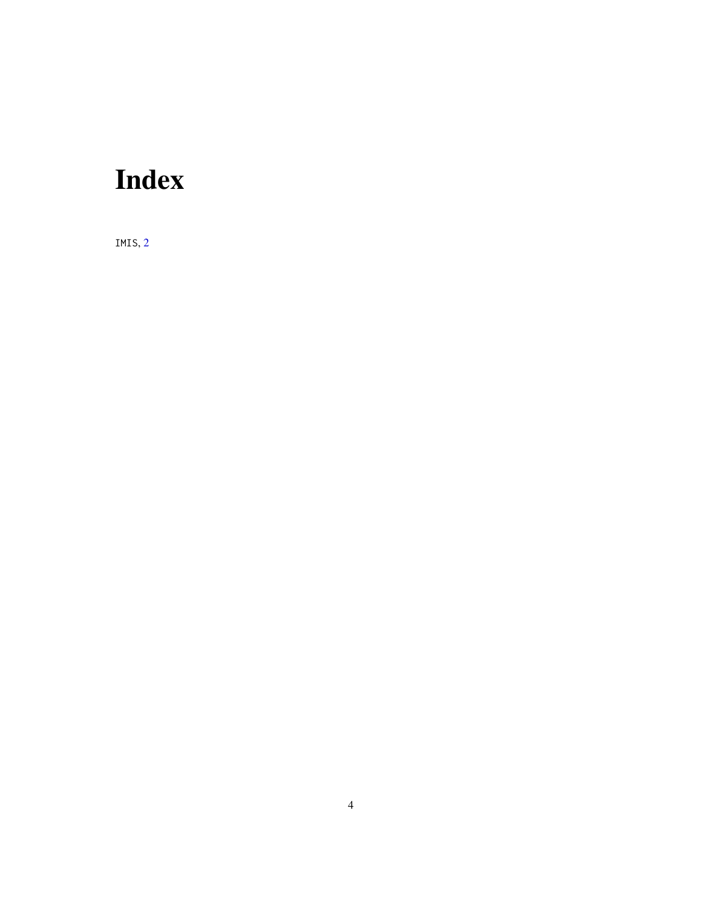# Index

IMIS, 2